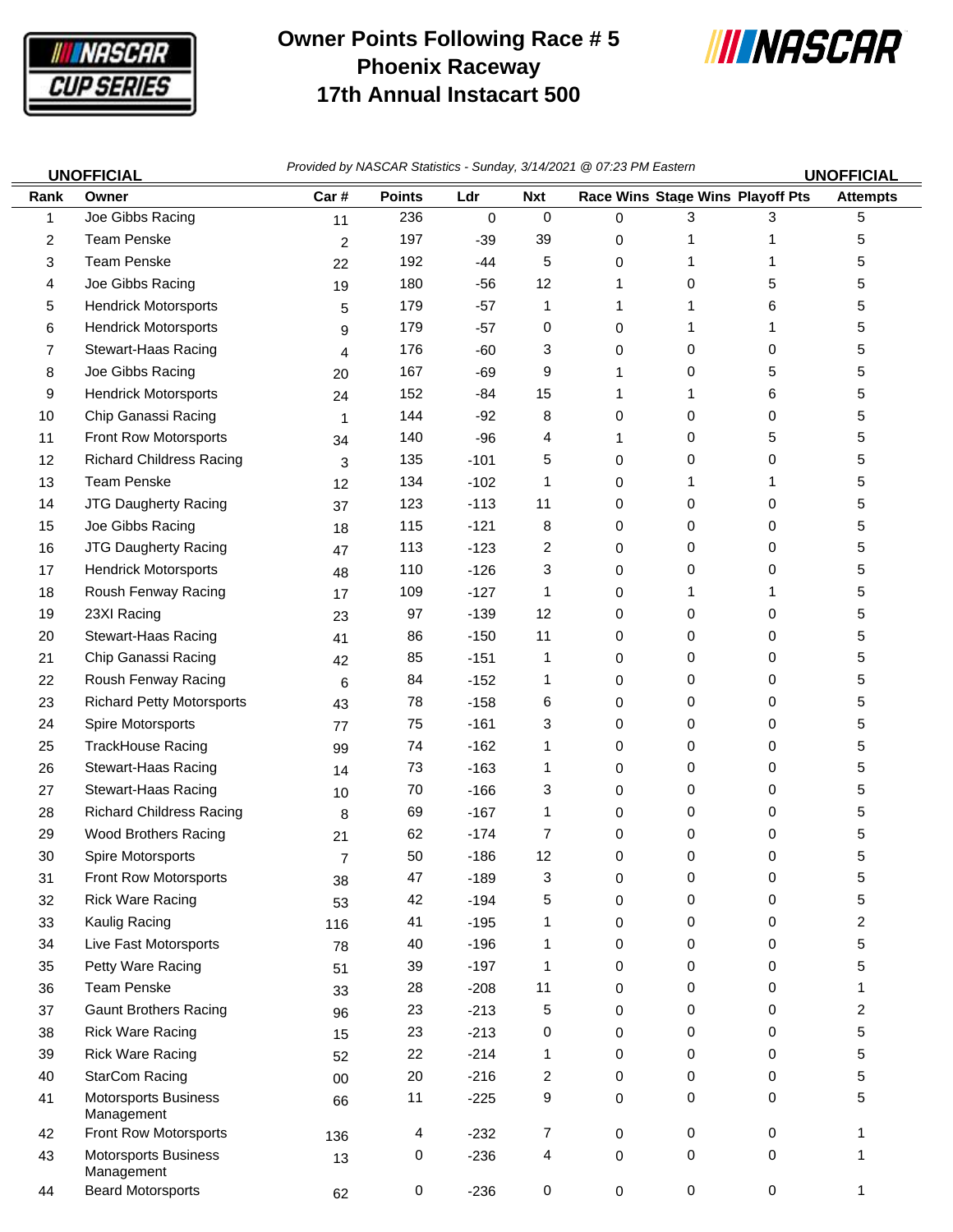# Owner Points Following Race # 5
## Phoenix Raceway
## 17th Annual Instacart 500

**UNOFFICIAL** *Provided by NASCAR Statistics - Sunday, 3/14/2021 @ 07:23 PM Eastern* **UNOFFICIAL**

| Rank | Owner | Car # | Points | Ldr | Nxt | Race Wins | Stage Wins | Playoff Pts | Attempts |
|---|---|---|---|---|---|---|---|---|---|
| 1 | Joe Gibbs Racing | 11 | 236 | 0 | 0 | 0 | 3 | 3 | 5 |
| 2 | Team Penske | 2 | 197 | -39 | 39 | 0 | 1 | 1 | 5 |
| 3 | Team Penske | 22 | 192 | -44 | 5 | 0 | 1 | 1 | 5 |
| 4 | Joe Gibbs Racing | 19 | 180 | -56 | 12 | 1 | 0 | 5 | 5 |
| 5 | Hendrick Motorsports | 5 | 179 | -57 | 1 | 1 | 1 | 6 | 5 |
| 6 | Hendrick Motorsports | 9 | 179 | -57 | 0 | 0 | 1 | 1 | 5 |
| 7 | Stewart-Haas Racing | 4 | 176 | -60 | 3 | 0 | 0 | 0 | 5 |
| 8 | Joe Gibbs Racing | 20 | 167 | -69 | 9 | 1 | 0 | 5 | 5 |
| 9 | Hendrick Motorsports | 24 | 152 | -84 | 15 | 1 | 1 | 6 | 5 |
| 10 | Chip Ganassi Racing | 1 | 144 | -92 | 8 | 0 | 0 | 0 | 5 |
| 11 | Front Row Motorsports | 34 | 140 | -96 | 4 | 1 | 0 | 5 | 5 |
| 12 | Richard Childress Racing | 3 | 135 | -101 | 5 | 0 | 0 | 0 | 5 |
| 13 | Team Penske | 12 | 134 | -102 | 1 | 0 | 1 | 1 | 5 |
| 14 | JTG Daugherty Racing | 37 | 123 | -113 | 11 | 0 | 0 | 0 | 5 |
| 15 | Joe Gibbs Racing | 18 | 115 | -121 | 8 | 0 | 0 | 0 | 5 |
| 16 | JTG Daugherty Racing | 47 | 113 | -123 | 2 | 0 | 0 | 0 | 5 |
| 17 | Hendrick Motorsports | 48 | 110 | -126 | 3 | 0 | 0 | 0 | 5 |
| 18 | Roush Fenway Racing | 17 | 109 | -127 | 1 | 0 | 1 | 1 | 5 |
| 19 | 23XI Racing | 23 | 97 | -139 | 12 | 0 | 0 | 0 | 5 |
| 20 | Stewart-Haas Racing | 41 | 86 | -150 | 11 | 0 | 0 | 0 | 5 |
| 21 | Chip Ganassi Racing | 42 | 85 | -151 | 1 | 0 | 0 | 0 | 5 |
| 22 | Roush Fenway Racing | 6 | 84 | -152 | 1 | 0 | 0 | 0 | 5 |
| 23 | Richard Petty Motorsports | 43 | 78 | -158 | 6 | 0 | 0 | 0 | 5 |
| 24 | Spire Motorsports | 77 | 75 | -161 | 3 | 0 | 0 | 0 | 5 |
| 25 | TrackHouse Racing | 99 | 74 | -162 | 1 | 0 | 0 | 0 | 5 |
| 26 | Stewart-Haas Racing | 14 | 73 | -163 | 1 | 0 | 0 | 0 | 5 |
| 27 | Stewart-Haas Racing | 10 | 70 | -166 | 3 | 0 | 0 | 0 | 5 |
| 28 | Richard Childress Racing | 8 | 69 | -167 | 1 | 0 | 0 | 0 | 5 |
| 29 | Wood Brothers Racing | 21 | 62 | -174 | 7 | 0 | 0 | 0 | 5 |
| 30 | Spire Motorsports | 7 | 50 | -186 | 12 | 0 | 0 | 0 | 5 |
| 31 | Front Row Motorsports | 38 | 47 | -189 | 3 | 0 | 0 | 0 | 5 |
| 32 | Rick Ware Racing | 53 | 42 | -194 | 5 | 0 | 0 | 0 | 5 |
| 33 | Kaulig Racing | 116 | 41 | -195 | 1 | 0 | 0 | 0 | 2 |
| 34 | Live Fast Motorsports | 78 | 40 | -196 | 1 | 0 | 0 | 0 | 5 |
| 35 | Petty Ware Racing | 51 | 39 | -197 | 1 | 0 | 0 | 0 | 5 |
| 36 | Team Penske | 33 | 28 | -208 | 11 | 0 | 0 | 0 | 1 |
| 37 | Gaunt Brothers Racing | 96 | 23 | -213 | 5 | 0 | 0 | 0 | 2 |
| 38 | Rick Ware Racing | 15 | 23 | -213 | 0 | 0 | 0 | 0 | 5 |
| 39 | Rick Ware Racing | 52 | 22 | -214 | 1 | 0 | 0 | 0 | 5 |
| 40 | StarCom Racing | 00 | 20 | -216 | 2 | 0 | 0 | 0 | 5 |
| 41 | Motorsports Business Management | 66 | 11 | -225 | 9 | 0 | 0 | 0 | 5 |
| 42 | Front Row Motorsports | 136 | 4 | -232 | 7 | 0 | 0 | 0 | 1 |
| 43 | Motorsports Business Management | 13 | 0 | -236 | 4 | 0 | 0 | 0 | 1 |
| 44 | Beard Motorsports | 62 | 0 | -236 | 0 | 0 | 0 | 0 | 1 |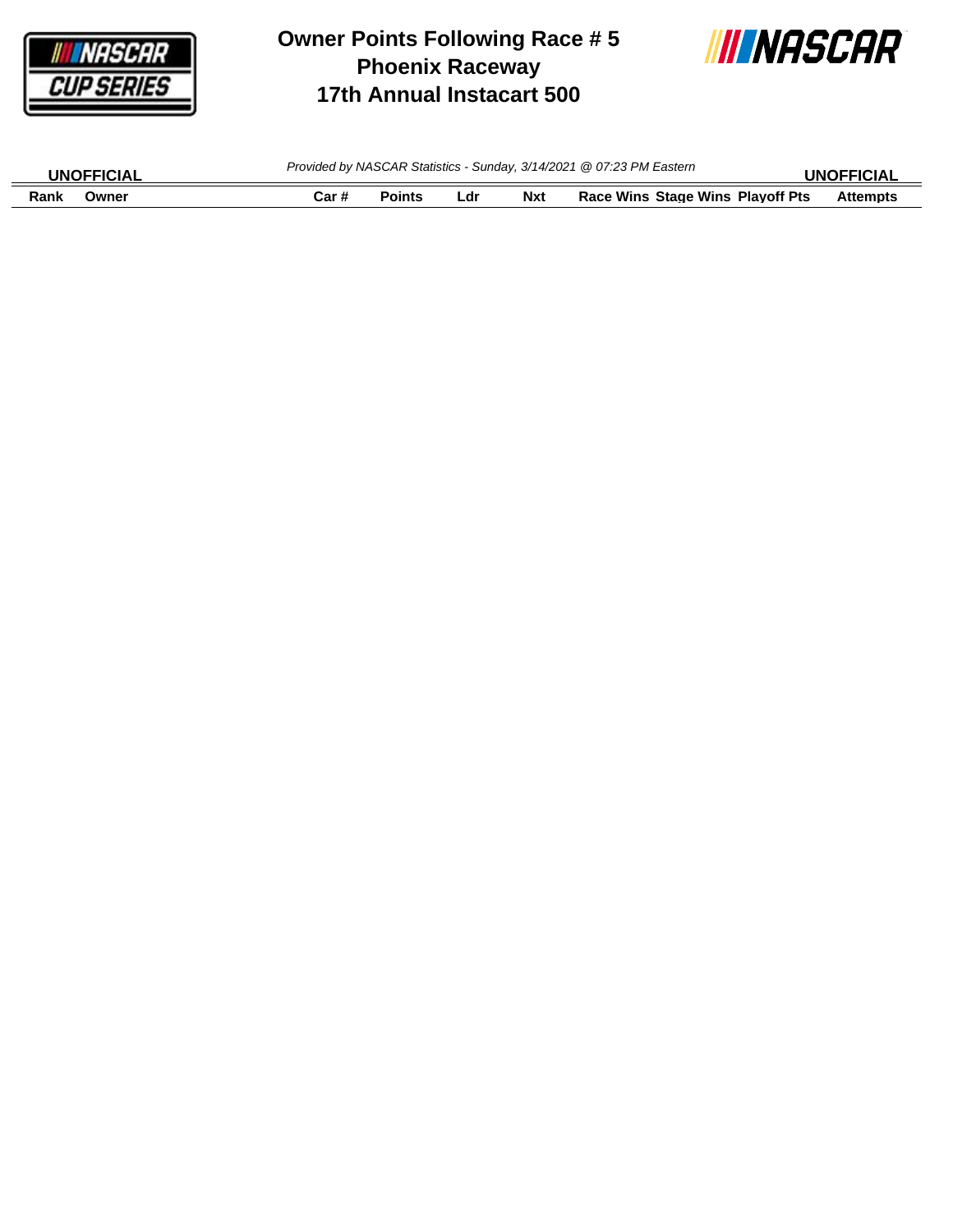# Owner Points Following Race # 5
## Phoenix Raceway
## 17th Annual Instacart 500

UNOFFICIAL

*Provided by NASCAR Statistics - Sunday, 3/14/2021 @ 07:23 PM Eastern*

UNOFFICIAL

| Rank | Owner | Car # | Points | Ldr | Nxt | Race Wins | Stage Wins | Playoff Pts | Attempts |
|---|---|---|---|---|---|---|---|---|---|